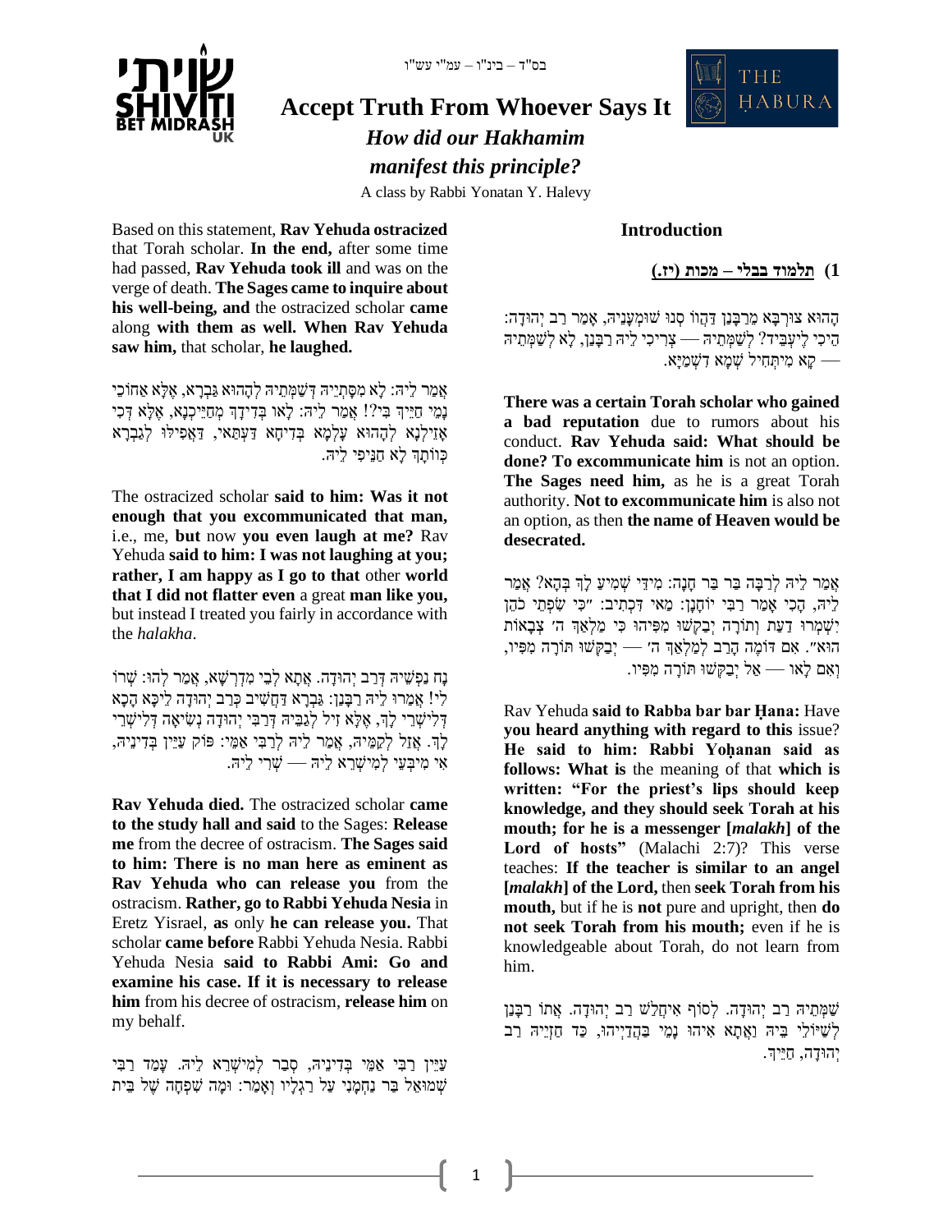בס"ד – בינ"ו – עמ"י עש"ו

# Accept Truth From Whoever Says It

## *How did our Hakhamim manifest this principle?*

A class by Rabbi Yonatan Y. Halevy

### Introduction

**1) תלמוד בבלי – מכות (יז.)**

הָהוּא צוּרְבָּא מֵרַבָּנַן דַּהֲווֹ סָנוּ שׁוּמְעָנֵיהּ, אָמַר רַב יְהוּדָה: הֵיכִי לֶיעְבֵּיד? לְשַׁמְּתֵיהּ — צְרִיכִי לֵיהּ רַבָּנַן, לָא לְשַׁמְּתֵיהּ — קָא מִיתְחִיל שְׁמָא דִשְׁמַיָּא.

**There was a certain Torah scholar who gained a bad reputation** due to rumors about his conduct. **Rav Yehuda said: What should be done? To excommunicate him** is not an option. **The Sages need him,** as he is a great Torah authority. **Not to excommunicate him** is also not an option, as then **the name of Heaven would be desecrated.**

אֲמַר לֵיהּ לְרַבָּה בַּר בַּר חָנָה: מִידֵּי שְׁמִיעַ לָךְ בְּהָא? אֲמַר לֵיהּ, הָכִי אָמַר רַבִּי יוֹחָנָן: מַאי דִּכְתִיב: "כִּי שִׂפְתֵי כֹהֵן יִשְׁמְרוּ דַעַת וְתוֹרָה יְבַקְשׁוּ מִפִּיהוּ כִּי מַלְאַךְ ה' צְבָאוֹת הוּא". אִם דּוֹמֶה הָרַב לְמַלְאַךְ ה' — יְבַקְשׁוּ תוֹרָה מִפִּיו, וְאִם לָאו — אַל יְבַקְשׁוּ תוֹרָה מִפִּיו.

Rav Yehuda **said to Rabba bar bar Ḥana:** Have **you heard anything with regard to this** issue? **He said to him: Rabbi Yoḥanan said as follows: What is** the meaning of that **which is written: "For the priest's lips should keep knowledge, and they should seek Torah at his mouth; for he is a messenger [*malakh*] of the Lord of hosts"** (Malachi 2:7)? This verse teaches: **If the teacher is similar to an angel [*malakh*] of the Lord,** then **seek Torah from his mouth,** but if he is **not** pure and upright, then **do not seek Torah from his mouth;** even if he is knowledgeable about Torah, do not learn from him.

שַׁמְּתֵיהּ רַב יְהוּדָה. לְסוֹף אִיחֲלַשׁ רַב יְהוּדָה. אֲתוֹ רַבָּנַן לְשַׁיּוֹלֵי בֵּיהּ וַאֲתָא אִיהוּ נָמֵי בַּהֲדַיְיהוּ, כַּד חַזְיֵיהּ רַב יְהוּדָה, חַיֵּיךְ.

Based on this statement, **Rav Yehuda ostracized** that Torah scholar. **In the end,** after some time had passed, **Rav Yehuda took ill** and was on the verge of death. **The Sages came to inquire about his well-being, and** the ostracized scholar **came** along **with them as well. When Rav Yehuda saw him,** that scholar, **he laughed.**

אֲמַר לֵיהּ: לָא מְסַתְּיֵיהּ דְּשַׁמְּתֵיהּ לְהָהוּא גַּבְרָא, אֶלָּא אַחוֹכֵי נָמֵי חַיֵּיךְ בִּי?! אֲמַר לֵיהּ: לָאו בְּדִידָךְ מְחַיֵּיכְנָא, אֶלָּא דְּכִי אָזֵילְנָא לְהָהוּא עָלְמָא בְּדִיחָא דַּעְתַּאי, דַּאֲפִילּוּ לְגַבְרָא כְּוָותָךְ לָא חֲנֵיפִי לֵיהּ.

The ostracized scholar **said to him: Was it not enough that you excommunicated that man,** i.e., me, **but** now **you even laugh at me?** Rav Yehuda **said to him: I was not laughing at you; rather, I am happy as I go to that** other **world that I did not flatter even** a great **man like you,** but instead I treated you fairly in accordance with the *halakha*.

נָח נַפְשֵׁיהּ דְּרַב יְהוּדָה. אֲתָא לְבֵי מִדְרְשָׁא, אֲמַר לְהוּ: שְׁרוֹ לִי! אֲמַרוּ לֵיהּ רַבָּנַן: גַּבְרָא דַּחֲשִׁיב כְּרַב יְהוּדָה לֵיכָּא הָכָא דְּלִישְׁרֵי לָךְ, אֶלָּא זִיל לְגַבֵּיהּ דְּרַבִּי יְהוּדָה נְשִׂיאָה דְּלִישְׁרֵי לָךְ. אֲזַל לְקַמֵּיהּ, אֲמַר לֵיהּ לְרַבִּי אַמֵּי: פּוֹק עַיֵּין בְּדִינֵיהּ, אִי מִיבְּעֵי לְמִישְׁרֵא לֵיהּ — שְׁרֵי לֵיהּ.

**Rav Yehuda died.** The ostracized scholar **came to the study hall and said** to the Sages: **Release me** from the decree of ostracism. **The Sages said to him: There is no man here as eminent as Rav Yehuda who can release you** from the ostracism. **Rather, go to Rabbi Yehuda Nesia** in Eretz Yisrael, **as** only **he can release you.** That scholar **came before** Rabbi Yehuda Nesia. Rabbi Yehuda Nesia **said to Rabbi Ami: Go and examine his case. If it is necessary to release him** from his decree of ostracism, **release him** on my behalf.

עַיֵּין רַבִּי אַמֵּי בְּדִינֵיהּ, סְבַר לְמִישְׁרֵא לֵיהּ. עָמַד רַבִּי שְׁמוּאֵל בַּר נַחְמָנִי עַל רַגְלָיו וְאָמַר: וּמָה שִׁפְחָה שֶׁל בֵּית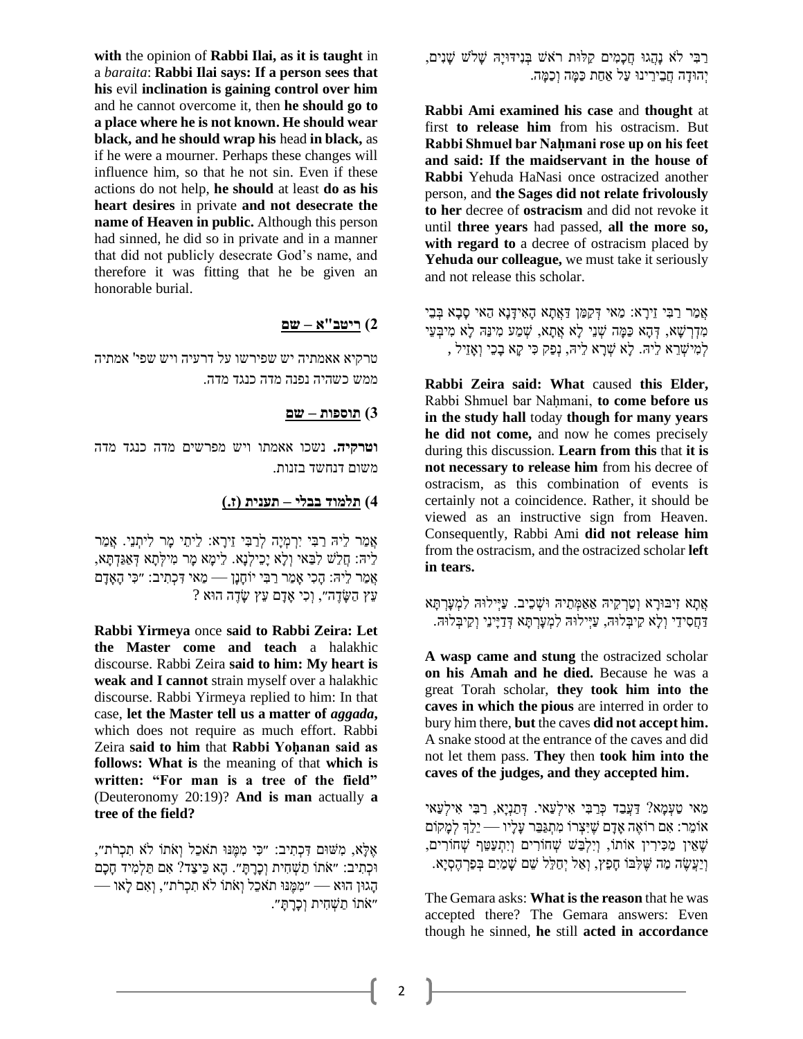רַבִּי לֹא נָהֲגוּ חֲכָמִים קַלּוּת רֹאשׁ בְּנִידּוּיָהּ שָׁלֹשׁ שָׁנִים, יְהוּדָה חֲבֵירֵינוּ עַל אַחַת כַּמָּה וְכַמָּה.

**Rabbi Ami examined his case** and **thought** at first **to release him** from his ostracism. But **Rabbi Shmuel bar Naḥmani rose up on his feet and said: If the maidservant in the house of Rabbi** Yehuda HaNasi once ostracized another person, and **the Sages did not relate frivolously to her** decree of **ostracism** and did not revoke it until **three years** had passed, **all the more so, with regard to** a decree of ostracism placed by **Yehuda our colleague,** we must take it seriously and not release this scholar.

אָמַר רַבִּי זֵירָא: מַאי דְּקַמַּן דַּאֲתָא הָאִידָּנָא הַאי סָבָא בְּבֵי מִדְרְשָׁא, דְּהָא כַּמָּה שְׁנֵי לָא אֲתָא, שְׁמַע מִינַּהּ לָא מִיבְּעֵי לְמִישְׁרָא לֵיהּ. לָא שְׁרָא לֵיהּ, נְפַק כִּי קָא בָכֵי וְאָזֵיל,

**Rabbi Zeira said: What** caused **this Elder,** Rabbi Shmuel bar Naḥmani, **to come before us in the study hall** today **though for many years he did not come,** and now he comes precisely during this discussion. **Learn from this** that **it is not necessary to release him** from his decree of ostracism, as this combination of events is certainly not a coincidence. Rather, it should be viewed as an instructive sign from Heaven. Consequently, Rabbi Ami **did not release him** from the ostracism, and the ostracized scholar **left in tears.**

אֲתָא זִיבּוּרָא וְטַרְקֵיהּ אַאַמְּתֵיהּ וּשְׁכֵיב. עַיְּילוּהּ לִמְעָרְתָּא דַּחֲסִידֵי וְלָא קַיבְּלוּהּ, עַיְּילוּהּ לִמְעָרְתָּא דְּדַיָּינֵי וְקַיבְּלוּהּ.

**A wasp came and stung** the ostracized scholar **on his Amah and he died.** Because he was a great Torah scholar, **they took him into the caves in which the pious** are interred in order to bury him there, **but** the caves **did not accept him.** A snake stood at the entrance of the caves and did not let them pass. **They** then **took him into the caves of the judges, and they accepted him.**

מַאי טַעְמָא? דַּעֲבַד כְּרַבִּי אִילְעַאי. דְּתַנְיָא, רַבִּי אִילְעַאי אוֹמֵר: אִם רוֹאֶה אָדָם שֶׁיִּצְרוֹ מִתְגַּבֵּר עָלָיו — יֵלֵךְ לְמָקוֹם שֶׁאֵין מַכִּירִין אוֹתוֹ, וְיִלְבַּשׁ שְׁחוֹרִים וְיִתְעַטֵּף שְׁחוֹרִים, וְיַעֲשֶׂה מַה שֶּׁלִּבּוֹ חָפֵץ, וְאַל יְחַלֵּל שֵׁם שָׁמַיִם בְּפַרְהֶסְיָא.

The Gemara asks: **What is the reason** that he was accepted there? The Gemara answers: Even though he sinned, **he** still **acted in accordance with** the opinion of **Rabbi Ilai, as it is taught** in a *baraita*: **Rabbi Ilai says: If a person sees that his** evil **inclination is gaining control over him** and he cannot overcome it, then **he should go to a place where he is not known. He should wear black, and he should wrap his** head **in black,** as if he were a mourner. Perhaps these changes will influence him, so that he not sin. Even if these actions do not help, **he should** at least **do as his heart desires** in private **and not desecrate the name of Heaven in public.** Although this person had sinned, he did so in private and in a manner that did not publicly desecrate God's name, and therefore it was fitting that he be given an honorable burial.

### 2) ריטב"א – שם

טרקיא אאמתיה יש שפירשו על דרעיה ויש שפי' אמתיה ממש כשהיה נפנה מדה כנגד מדה.

### 3) תוספות – שם

**וטרקיה.** נשכו אאמתו ויש מפרשים מדה כנגד מדה משום דנחשד בזנות.

### 4) תלמוד בבלי – תענית (ז.)

אֲמַר לֵיהּ רַבִּי יִרְמְיָה לְרַבִּי זֵירָא: לֵיתֵי מָר לִיתְנֵי. אֲמַר לֵיהּ: חָלֵשׁ לִבַּאי וְלָא יָכֵילְנָא. לֵימָא מָר מִילְּתָא דְּאַגַּדְתָּא, אֲמַר לֵיהּ: הָכִי אָמַר רַבִּי יוֹחָנָן — מַאי דִּכְתִיב: "כִּי הָאָדָם עֵץ הַשָּׂדֶה", וְכִי אָדָם עֵץ שָׂדֶה הוּא ?

**Rabbi Yirmeya** once **said to Rabbi Zeira: Let the Master come and teach** a halakhic discourse. Rabbi Zeira **said to him: My heart is weak and I cannot** strain myself over a halakhic discourse. Rabbi Yirmeya replied to him: In that case, **let the Master tell us a matter of** *aggada***,** which does not require as much effort. Rabbi Zeira **said to him** that **Rabbi Yoḥanan said as follows: What is** the meaning of that **which is written: "For man is a tree of the field"** (Deuteronomy 20:19)? **And is man** actually **a tree of the field?**

אֶלָּא, מִשּׁוּם דִּכְתִיב: "כִּי מִמֶּנּוּ תֹאכֵל וְאֹתוֹ לֹא תִכְרֹת", וּכְתִיב: "אֹתוֹ תַשְׁחִית וְכָרָתָּ". הָא כֵּיצַד? אִם תַּלְמִיד חָכָם הָגוּן הוּא — "מִמֶּנּוּ תֹאכֵל וְאֹתוֹ לֹא תִכְרֹת", וְאִם לָאו — "אֹתוֹ תַשְׁחִית וְכָרָתָּ".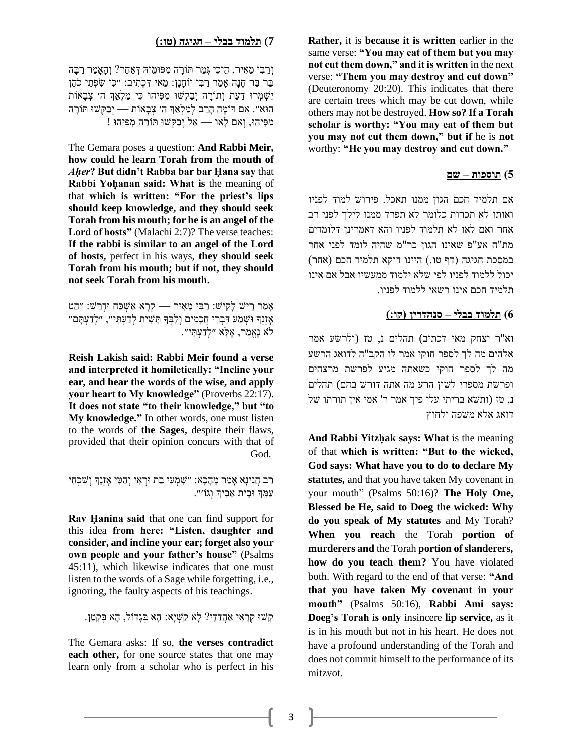## 7) תלמוד בבלי – חגיגה (טו:)

וְרַבִּי מֵאִיר, הֵיכִי גְּמַר תּוֹרָה מִפּוּמֵּיהּ דְּאַחֵר? וְהָאָמַר רַבָּה בַּר בַּר חָנָה אָמַר רַבִּי יוֹחָנָן: מַאי דִּכְתִיב: "כִּי שִׂפְתֵי כֹהֵן יִשְׁמְרוּ דַעַת וְתוֹרָה יְבַקְשׁוּ מִפִּיהוּ כִּי מַלְאַךְ ה׳ צְבָאוֹת הוּא". אִם דּוֹמֶה הָרַב לְמַלְאַךְ ה׳ צְבָאוֹת — יְבַקְּשׁוּ תּוֹרָה מִפִּיהוּ, וְאִם לָאו — אַל יְבַקְּשׁוּ תּוֹרָה מִפִּיהוּ!

The Gemara poses a question: **And Rabbi Meir, how could he learn Torah from** the **mouth of** ***Aḥer*****? But didn't Rabba bar bar Ḥana say** that **Rabbi Yoḥanan said: What is** the meaning of that **which is written: "For the priest's lips should keep knowledge, and they should seek Torah from his mouth; for he is an angel of the Lord of hosts"** (Malachi 2:7)? The verse teaches: **If the rabbi is similar to an angel of the Lord of hosts,** perfect in his ways, **they should seek Torah from his mouth; but if not, they should not seek Torah from his mouth.**

אָמַר רֵישׁ לָקִישׁ: רַבִּי מֵאִיר — קְרָא אַשְׁכַּח וּדְרַשׁ: "הַט אָזְנְךָ וּשְׁמַע דִּבְרֵי חֲכָמִים וְלִבְּךָ תָּשִׁית לְדַעְתִּי", "לְדַעְתָּם" לֹא נֶאֱמַר, אֶלָּא "לְדַעְתִּי".

**Reish Lakish said: Rabbi Meir found a verse and interpreted it homiletically: "Incline your ear, and hear the words of the wise, and apply your heart to My knowledge"** (Proverbs 22:17). **It does not state "to their knowledge," but "to My knowledge."** In other words, one must listen to the words of **the Sages,** despite their flaws, provided that their opinion concurs with that of God.

רַב חֲנִינָא אָמַר מֵהָכָא: "שִׁמְעִי בַת וּרְאִי וְהַטִּי אָזְנֵךְ וְשִׁכְחִי עַמֵּךְ וּבֵית אָבִיךְ וְגוֹ׳".

**Rav Ḥanina said** that one can find support for this idea **from here: "Listen, daughter and consider, and incline your ear; forget also your own people and your father's house"** (Psalms 45:11), which likewise indicates that one must listen to the words of a Sage while forgetting, i.e., ignoring, the faulty aspects of his teachings.

קָשׁוּ קְרָאֵי אַהֲדָדֵי? לָא קַשְׁיָא: הָא בְּגָדוֹל, הָא בְּקָטָן.

The Gemara asks: If so, **the verses contradict each other,** for one source states that one may learn only from a scholar who is perfect in his

**Rather,** it is **because it is written** earlier in the same verse: **"You may eat of them but you may not cut them down," and it is written** in the next verse: **"Them you may destroy and cut down"** (Deuteronomy 20:20). This indicates that there are certain trees which may be cut down, while others may not be destroyed. **How so? If a Torah scholar is worthy: "You may eat of them but you may not cut them down," but if** he is **not** worthy: **"He you may destroy and cut down."**

## 5) תוספות – שם

אם תלמיד חכם הגון ממנו תאכל. פירוש למוד לפניו ואותו לא תכרות כלומר לא תפרד ממנו לילך לפני רב אחר ואם לאו לא תלמוד לפניו והא דאמרינן דלומדים מת"ח אע"פ שאינו הגון כר"מ שהיה לומד לפני אחר במסכת חגיגה (דף טו.) היינו דוקא תלמיד חכם (אחר) יכול ללמוד לפניו לפי שלא ילמוד ממעשיו אבל אם אינו תלמיד חכם אינו רשאי ללמוד לפניו.

## 6) תלמוד בבלי – סנהדרין (קו:)

וא"ר יצחק מאי דכתיב) תהלים נ, טז (ולרשע אמר אלהים מה לך לספר חוקי אמר לו הקב"ה לדואג הרשע מה לך לספר חוקי כשאתה מגיע לפרשת מרצחים ופרשת מספרי לשון הרע מה אתה דורש בהם) תהלים נ, טז (ותשא בריתי עלי פיך אמר ר' אמי אין תורתו של דואג אלא משפה ולחוץ

**And Rabbi Yitzḥak says: What** is the meaning of that **which is written: "But to the wicked, God says: What have you to do to declare My statutes,** and that you have taken My covenant in your mouth" (Psalms 50:16)? **The Holy One, Blessed be He, said to Doeg the wicked: Why do you speak of My statutes** and My Torah? **When you reach** the Torah **portion of murderers and** the Torah **portion of slanderers, how do you teach them?** You have violated both. With regard to the end of that verse: **"And that you have taken My covenant in your mouth"** (Psalms 50:16), **Rabbi Ami says: Doeg's Torah is only** insincere **lip service,** as it is in his mouth but not in his heart. He does not have a profound understanding of the Torah and does not commit himself to the performance of its mitzvot.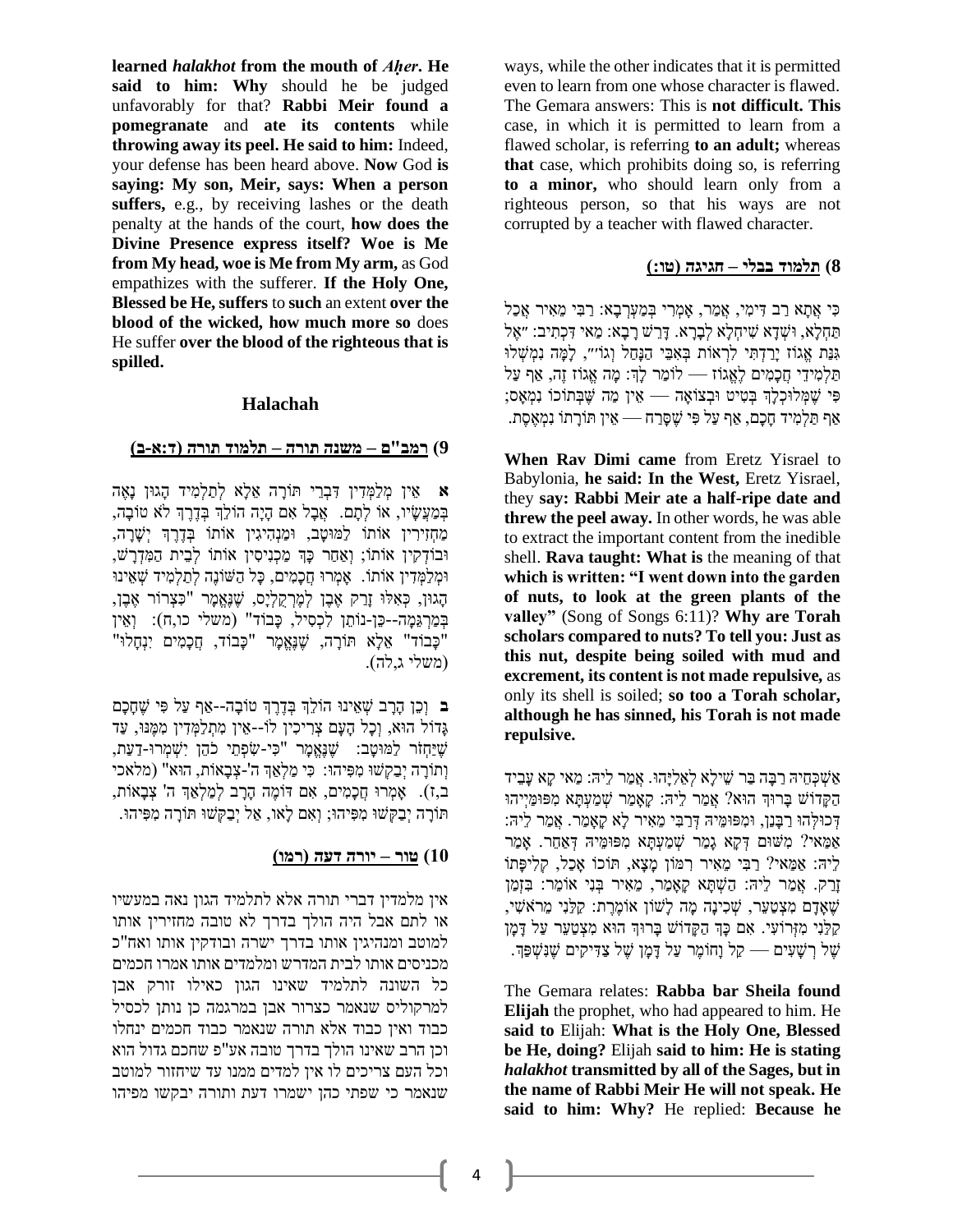**learned *halakhot* from the mouth of *Aḥer*. He said to him: Why** should he be judged unfavorably for that? **Rabbi Meir found a pomegranate** and **ate its contents** while **throwing away its peel. He said to him:** Indeed, your defense has been heard above. **Now** God **is saying: My son, Meir, says: When a person suffers,** e.g., by receiving lashes or the death penalty at the hands of the court, **how does the Divine Presence express itself? Woe is Me from My head, woe is Me from My arm,** as God empathizes with the sufferer. **If the Holy One, Blessed be He, suffers** to **such** an extent **over the blood of the wicked, how much more so** does He suffer **over the blood of the righteous that is spilled.**

## Halachah

### 9) רמב"ם – משנה תורה – תלמוד תורה (ד:א-ב)

**א** אֵין מְלַמְּדִין דִּבְרֵי תּוֹרָה אֶלָּא לְתַלְמִיד הָגוּן נָאֶה בְּמַעֲשָׂיו, אוֹ לְתָם. אֲבָל אִם הָיָה הוֹלֵךְ בְּדֶרֶךְ לֹא טוֹבָה, מַחְזִירִין אוֹתוֹ לַמּוּטָב, וּמַנְהִיגִין אוֹתוֹ בְּדֶרֶךְ יְשָׁרָה, וּבוֹדְקִין אוֹתוֹ; וְאַחַר כָּךְ מַכְנִיסִין אוֹתוֹ לְבֵית הַמִּדְרָשׁ, וּמְלַמְּדִין אוֹתוֹ. אָמְרוּ חֲכָמִים, כָּל הַשּׁוֹנֶה לְתַלְמִיד שֶׁאֵינוּ הָגוּן, כְּאִלּוּ זָרַק אֶבֶן לְמַרְקוּלִיס, שֶׁנֶּאֱמָר "כִּצְרוֹר אֶבֶן, בְּמַרְגֵּמָה--כֵּן-נוֹתֵן לִכְסִיל, כָּבוֹד" (משלי כו,ח): וְאֵין "כָּבוֹד" אֶלָּא תּוֹרָה, שֶׁנֶּאֱמָר "כָּבוֹד, חֲכָמִים יִנְחָלוּ" (משלי ג,לה).

**ב** וְכֵן הָרַב שֶׁאֵינוּ הוֹלֵךְ בְּדֶרֶךְ טוֹבָה--אַף עַל פִּי שֶׁחָכָם גָּדוֹל הוּא, וְכָל הָעָם צְרִיכִין לוֹ--אֵין מִתְלַמְּדִין מִמֶּנּוּ, עַד שֶׁיַּחֲזֹר לַמּוּטָב: שֶׁנֶּאֱמָר "כִּי-שִׂפְתֵי כֹהֵן יִשְׁמְרוּ-דַעַת, וְתוֹרָה יְבַקְשׁוּ מִפִּיהוּ: כִּי מַלְאַךְ ה'-צְבָאוֹת, הוּא" (מלאכי ב,ז). אָמְרוּ חֲכָמִים, אִם דּוֹמֶה הָרַב לְמַלְאַךְ ה' צְבָאוֹת, תּוֹרָה יְבַקְשׁוּ מִפִּיהוּ; וְאִם לָאו, אַל יְבַקְשׁוּ תּוֹרָה מִפִּיהוּ.

### 10) טור – יורה דעה (רמו)

אין מלמדין דברי תורה אלא לתלמיד הגון נאה במעשיו או לתם אבל היה הולך בדרך לא טובה מחזירין אותו למוטב ומנהיגין אותו בדרך ישרה ובודקין אותו ואח"כ מכניסים אותו לבית המדרש ומלמדים אותו אמרו חכמים כל השונה לתלמיד שאינו הגון כאילו זורק אבן למרקוליס שנאמר כצרור אבן במרגמה כן נותן לכסיל כבוד ואין כבוד אלא תורה שנאמר כבוד חכמים ינחלו וכן הרב שאינו הולך בדרך טובה אע"פ שחכם גדול הוא וכל העם צריכים לו אין למדים ממנו עד שיחזור למוטב שנאמר כי שפתי כהן ישמרו דעת ותורה יבקשו מפיהו

ways, while the other indicates that it is permitted even to learn from one whose character is flawed. The Gemara answers: This is **not difficult. This** case, in which it is permitted to learn from a flawed scholar, is referring **to an adult;** whereas **that** case, which prohibits doing so, is referring **to a minor,** who should learn only from a righteous person, so that his ways are not corrupted by a teacher with flawed character.

### 8) תלמוד בבלי – חגיגה (טו:)

כִּי אֲתָא רַב דִּימִי, אָמַר, אָמְרִי בְּמַעְרְבָא: רַבִּי מֵאִיר אָכַל תַּחְלָא, וּשְׁדָא שִׁיחְלָא לְבָרָא. דָּרַשׁ רָבָא: מַאי דִּכְתִיב: "אֶל גִּנַּת אֱגוֹז יָרַדְתִּי לִרְאוֹת בְּאִבֵּי הַנַּחַל וְגוֹ'", לָמָּה נִמְשְׁלוּ תַּלְמִידֵי חֲכָמִים לֶאֱגוֹז — לוֹמַר לָךְ: מָה אֱגוֹז זֶה, אַף עַל פִּי שֶׁמְּלוּכְלָךְ בְּטִיט וּבְצוֹאָה — אֵין מַה שֶּׁבְּתוֹכוֹ נִמְאָס; אַף תַּלְמִיד חָכָם, אַף עַל פִּי שֶׁסָּרַח — אֵין תּוֹרָתוֹ נִמְאֶסֶת.

**When Rav Dimi came** from Eretz Yisrael to Babylonia, **he said: In the West,** Eretz Yisrael, they **say: Rabbi Meir ate a half-ripe date and threw the peel away.** In other words, he was able to extract the important content from the inedible shell. **Rava taught: What is** the meaning of that **which is written: "I went down into the garden of nuts, to look at the green plants of the valley"** (Song of Songs 6:11)? **Why are Torah scholars compared to nuts? To tell you: Just as this nut, despite being soiled with mud and excrement, its content is not made repulsive,** as only its shell is soiled; **so too a Torah scholar, although he has sinned, his Torah is not made repulsive.**

אַשְׁכְּחֵיהּ רַבָּה בַּר שֵׁילָא לְאֵלִיָּהוּ. אֲמַר לֵיהּ: מַאי קָא עָבֵיד הַקָּדוֹשׁ בָּרוּךְ הוּא? אֲמַר לֵיהּ: קָאָמַר שְׁמַעְתָּא מִפּוּמַּיְיהוּ דְּכוּלְּהוּ רַבָּנַן, וּמִפּוּמֵּיהּ דְּרַבִּי מֵאִיר לָא קָאָמַר. אֲמַר לֵיהּ: אַמַּאי? מִשּׁוּם דְּקָא גָמַר שְׁמַעְתָּא מִפּוּמֵּיהּ דְּאַחֵר. אֲמַר לֵיהּ: אַמַּאי? רַבִּי מֵאִיר רִמּוֹן מָצָא, תּוֹכוֹ אָכַל, קְלִיפָּתוֹ זָרַק. אֲמַר לֵיהּ: הַשְׁתָּא קָאָמַר, מֵאִיר בְּנִי אוֹמֵר: בִּזְמַן שֶׁאָדָם מִצְטַעֵר, שְׁכִינָה מָה לָשׁוֹן אוֹמֶרֶת: קַלַּנִי מֵרֹאשִׁי, קַלַּנִי מִזְּרוֹעִי. אִם כָּךְ הַקָּדוֹשׁ בָּרוּךְ הוּא מִצְטַעֵר עַל דָּמָן שֶׁל רְשָׁעִים — קַל וָחוֹמֶר עַל דָּמָן שֶׁל צַדִּיקִים שֶׁנִּשְׁפַּךְ.

The Gemara relates: **Rabba bar Sheila found Elijah** the prophet, who had appeared to him. He **said to** Elijah: **What is the Holy One, Blessed be He, doing?** Elijah **said to him: He is stating *halakhot* transmitted by all of the Sages, but in the name of Rabbi Meir He will not speak. He said to him: Why?** He replied: **Because he**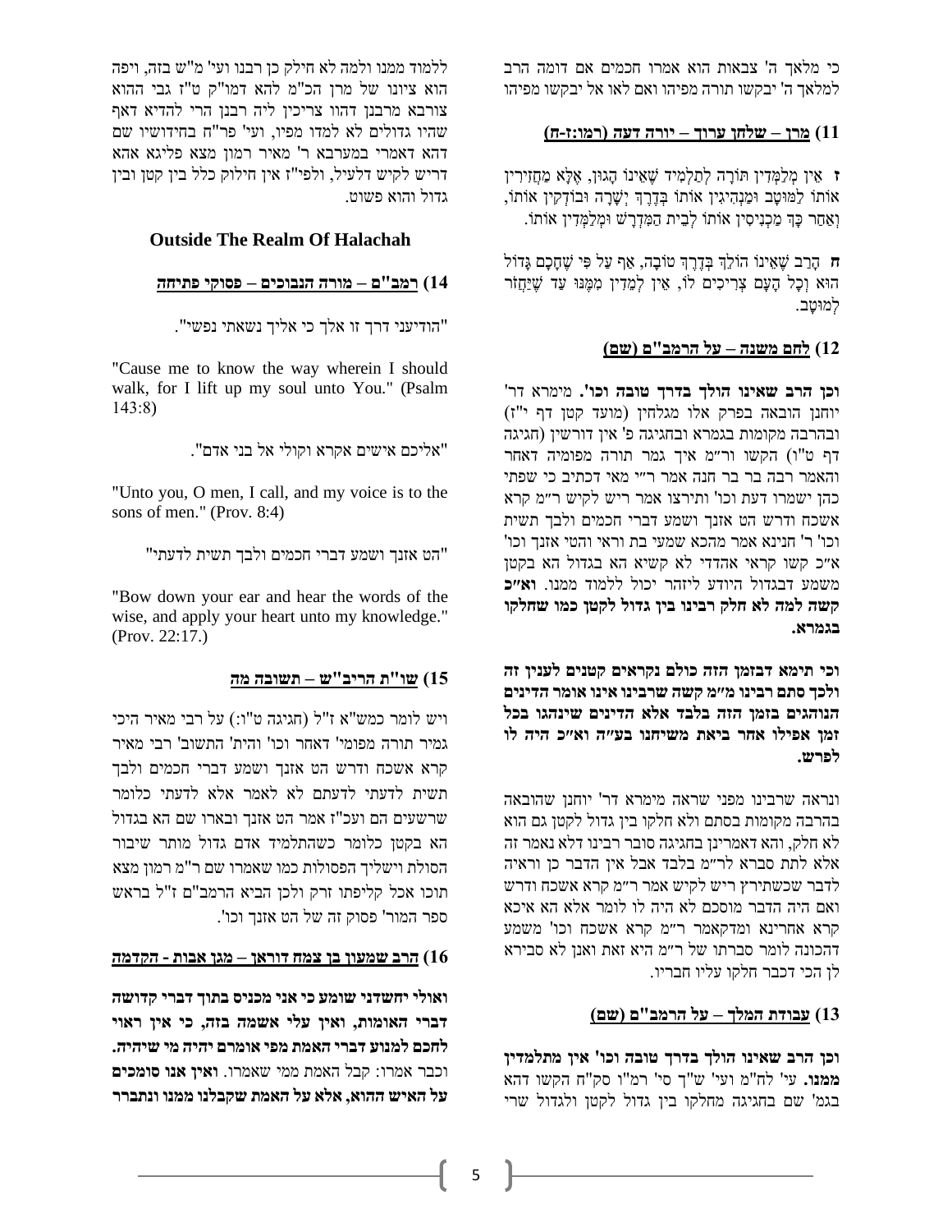כי מלאך ה' צבאות הוא אמרו חכמים אם דומה הרב למלאך ה' יבקשו תורה מפיהו ואם לאו אל יבקשו מפיהו

### 11) מרן – שלחן ערוך – יורה דעה (רמו:ז-ח)

**ז** אֵין מְלַמְּדִין תּוֹרָה לְתַלְמִיד שֶׁאֵינוֹ הָגוּן, אֶלָּא מַחֲזִירִין אוֹתוֹ לַמּוּטָב וּמַנְהִיגִין אוֹתוֹ בְּדֶרֶךְ יְשָׁרָה וּבוֹדְקִין אוֹתוֹ, וְאַחַר כָּךְ מַכְנִיסִין אוֹתוֹ לְבֵית הַמִּדְרָשׁ וּמְלַמְּדִין אוֹתוֹ.

**ח** הָרַב שֶׁאֵינוֹ הוֹלֵךְ בְּדֶרֶךְ טוֹבָה, אַף עַל פִּי שֶׁחָכָם גָּדוֹל הוּא וְכָל הָעָם צְרִיכִים לוֹ, אֵין לְמֵדִין מִמֶּנּוּ עַד שֶׁיַּחֲזֹר לְמוּטָב.

### 12) לחם משנה – על הרמב"ם (שם)

**וכן הרב שאינו הולך בדרך טובה וכו'.** מימרא דר' יוחנן הובאה בפרק אלו מגלחין (מועד קטן דף י"ז) ובהרבה מקומות בגמרא ובחגיגה פ' אין דורשין (חגיגה דף ט"ו) הקשו ור"מ איך גמר תורה מפומיה דאחר והאמר רבה בר בר חנה אמר ר"י מאי דכתיב כי שפתי כהן ישמרו דעת וכו' ותירצו אמר ריש לקיש ר"מ קרא אשכח ודרש הט אזנך ושמע דברי חכמים ולבך תשית וכו' ר' חנינא אמר מהכא שמעי בת וראי והטי אזנך וכו' א"כ קשו קראי אהדדי לא קשיא הא בגדול הא בקטן משמע דבגדול היודע ליזהר יכול ללמוד ממנו. **וא"כ קשה למה לא חלק רבינו בין גדול לקטן כמו שחלקו בגמרא.**

**וכי תימא דבזמן הזה כולם נקראים קטנים לענין זה ולכך סתם רבינו מ"מ קשה שרבינו אינו אומר הדינים הנוהגים בזמן הזה בלבד אלא הדינים שינהגו בכל זמן אפילו אחר ביאת משיחנו בע"ה וא"כ היה לו לפרש.**

ונראה שרבינו מפני שראה מימרא דר' יוחנן שהובאה בהרבה מקומות בסתם ולא חלקו בין גדול לקטן גם הוא לא חלק, והא דאמרינן בחגיגה סובר רבינו דלא נאמר זה אלא לתת סברא לר"מ בלבד אבל אין הדבר כן וראיה לדבר שכשתירץ ריש לקיש אמר ר"מ קרא אשכח ודרש ואם היה הדבר מוסכם לא היה לו לומר אלא הא איכא קרא אחרינא ומדקאמר ר"מ קרא אשכח וכו' משמע דהכונה לומר סברתו של ר"מ היא זאת ואנן לא סבירא לן הכי דכבר חלקו עליו חבריו.

### 13) עבודת המלך – על הרמב"ם (שם)

**וכן הרב שאינו הולך בדרך טובה וכו' אין מתלמדין ממנו.** עי' לח"מ ועי' ש"ך סי' רמ"ו סק"ח הקשו דהא בגמ' שם בחגיגה מחלקו בין גדול לקטן ולגדול שרי ללמוד ממנו ולמה לא חילק כן רבנו ועי' מ"ש בזה, ויפה הוא ציונו של מרן הכ"מ להא דמו"ק ט"ז גבי ההוא צורבא מרבנן דהוו צריכין ליה רבנן הרי להדיא דאף שהיו גדולים לא למדו מפיו, ועי' פר"ח בחידושיו שם דהא דאמרי במערבא ר' מאיר רמון מצא פליגא אהא דריש לקיש דלעיל, ולפי"ז אין חילוק כלל בין קטן ובין גדול והוא פשוט.

## Outside The Realm Of Halachah

### 14) רמב"ם – מורה הנבוכים – פסוקי פתיחה

"הודיעני דרך זו אלך כי אליך נשאתי נפשי".

"Cause me to know the way wherein I should walk, for I lift up my soul unto You." (Psalm 143:8)

"אליכם אישים אקרא וקולי אל בני אדם".

"Unto you, O men, I call, and my voice is to the sons of men." (Prov. 8:4)

"הט אזנך ושמע דברי חכמים ולבך תשית לדעתי"

"Bow down your ear and hear the words of the wise, and apply your heart unto my knowledge." (Prov. 22:17.)

### 15) שו"ת הריב"ש – תשובה מה

ויש לומר כמש"א ז"ל (חגיגה ט"ו:) על רבי מאיר היכי גמיר תורה מפומי' דאחר וכו' והית' התשוב' רבי מאיר קרא אשכח ודרש הט אזנך ושמע דברי חכמים ולבך תשית לדעתי לדעתם לא לאמר אלא לדעתי כלומר שרשעים הם ועכ"ז אמר הט אזנך ובארו שם הא בגדול הא בקטן כלומר כשהתלמיד אדם גדול מותר שיבור הסולת וישליך הפסולות כמו שאמרו שם ר"מ רמון מצא תוכו אכל קליפתו זרק ולכן הביא הרמב"ם ז"ל בראש ספר המור' פסוק זה של הט אזנך וכו'.

### 16) הרב שמעון בן צמח דוראן – מגן אבות - הקדמה

**ואולי יחשדני שומע כי אני מכניס בתוך דברי קדושה דברי האומות, ואין עלי אשמה בזה, כי אין ראוי לחכם למנוע דברי האמת מפי אומרם יהיה מי שיהיה.** וכבר אמרו: קבל האמת ממי שאמרו. **ואין אנו סומכים על האיש ההוא, אלא על האמת שקבלנו ממנו ונתברר**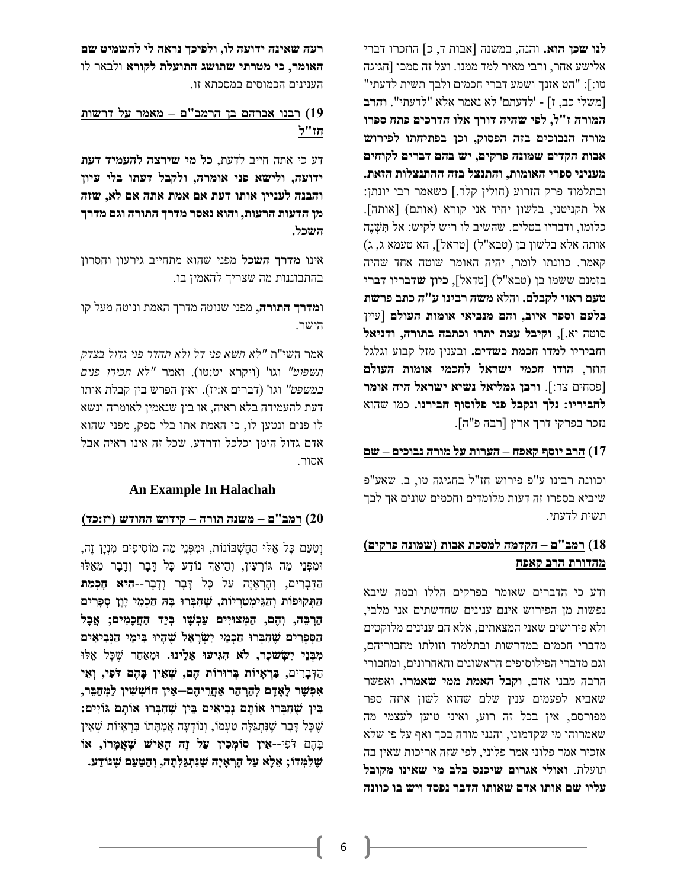**לנו שכן הוא.** והנה, במשנה [אבות ד, כ] הוזכרו דברי אלישע אחר, ורבי מאיר למד ממנו. ועל זה סמכו [חגיגה טו:]: "הט אזנך ושמע דברי חכמים ולבך תשית לדעתי" [משלי כב, ז] - 'לדעתם' לא נאמר אלא "לדעתי". **והרב המורה ז"ל, לפי שהיה דורך אלו הדרכים פתח ספרו מורה הנבוכים בזה הפסוק, וכן בפתיחתו לפירוש אבות הקדים שמונה פרקים, יש בהם דברים לקוחים מעניני ספרי האומות, והתנצל בזה ההתנצלות הזאת.** ובתלמוד פרק הזרוע (חולין קלד.] כשאמר רבי יונתן: אל תקניטני, בלשון יחיד אני קורא (אותם) [אותה]. כלומו, ודבריו בטלים. שהשיב לו ריש לקיש: אל תְּשַׁנֶּה אותה אלא בלשון בן (טבא"ל) [טראל], הא טעמא ג, ג) קאמר. כוונתו לומר, יהיה האומר שוטה אחד שהיה בזמנם ששמו בן (טבא"ל) [טדאל], **כיון שדבריו דברי טעם ראוי לקבלם.** והלא **משה רבינו ע"ה כתב פרשת בלעם וספר איוב, והם מנביאי אומות העולם** [עיין סוטה יא.], **וקיבל עצת יתרו וכתבה בתורה, ודניאל וחביריו למדו חכמת כשדים.** ובענין מזל קבוע וגלגל חוזר, **הודו חכמי ישראל לחכמי אומות העולם** [פסחים צד:]. **ורבן גמליאל נשיא ישראל היה אומר לחביריו: נלך ונקבל פני פלוסוף חבירנו.** כמו שהוא נזכר בפרקי דרך ארץ [רבה פ"ה].

## 17) הרב יוסף קאפח – הערות על מורה נבוכים – שם

וכוונת רבינו ע"פ פירוש חז"ל בחגיגה טו, ב. שאע"פ שיביא בספרו זה דעות מלומדים וחכמים שונים אך לבך תשית לדעתי.

## 18) רמב"ם – הקדמה למסכת אבות (שמונה פרקים) מהדורת הרב קאפח

ודע כי הדברים שאומר בפרקים הללו ובמה שיבא נפשות מן הפירוש אינם ענינים שחדשתים אני מלבי, ולא פירושים שאני המצאתים, אלא הם ענינים מלוקטים מדברי חכמים במדרשות ובתלמוד וזולתו מחבוריהם, וגם מדברי הפילוסופים הראשונים והאחרונים, ומחבורי הרבה מבני אדם, **וקבל האמת ממי שאמרו.** ואפשר שאביא לפעמים ענין שלם שהוא לשון איזה ספר מפורסם, אין בכל זה רוע, ואיני טוען לעצמי מה שאמרוהו מי שקדמוני, והנני מודה בכך ואף על פי שלא אזכיר אמר פלוני אמר פלוני, לפי שזה אריכות שאין בה תועלת. **ואולי אגרום שיכנס בלב מי שאינו מקובל עליו שם אותו אדם שאותו הדבר נפסד ויש בו כוונה רעה שאינה ידועה לו, ולפיכך נראה לי להשמיט שם האומר, כי מטרתי שתושג התועלת לקורא** ולבאר לו הענינים הכמוסים במסכתא זו.

## 19) רבנו אברהם בן הרמב"ם – מאמר על דרשות חז"ל

דע כי אתה חייב לדעת, **כל מי שירצה להעמיד דעת ידועה, ולישא פני אומרה, ולקבל דעתו בלי עיון והבנה לעניין אותו דעת אם אמת אתה אם לא, שזה מן הדעות הרעות, והוא נאסר מדרך התורה וגם מדרך השכל.**

אינו **מדרך השכל** מפני שהוא מתחייב גירעון וחסרון בהתבוננות מה שצריך להאמין בו.

**ומדרך התורה,** מפני שנוטה מדרך האמת ונוטה מעל קו הישר.

אמר השי"ת *"לא תשא פני דל ולא תהדר פני גדול בצדק תשפוט"* וגו' (ויקרא יט:טו). ואמר *"לא תכירו פנים במשפט"* וגו' (דברים א:יז). ואין הפרש בין קבלת אותו דעת להעמידה בלא ראיה, או בין שנאמין לאומרה ונשא לו פנים ונטען לו, כי האמת אתו בלי ספק, מפני שהוא אדם גדול הימן וכלכל ודרדע. שכל זה אינו ראיה אבל אסור.

## An Example In Halachah

## 20) רמב"ם – משנה תורה – קידוש החודש (יז:כד)

וְטַעַם כָּל אֵלּוּ הַחֶשְׁבּוֹנוֹת, וּמִפְּנֵי מָה מוֹסִיפִים מִנְיָן זֶה, וּמִפְּנֵי מָה גּוֹרְעִין, וְהֵיאַךְ נוֹדַע כָּל דָּבָר וְדָבָר מֵאֵלּוּ הַדְּבָרִים, וְהָרְאָיָה עַל כָּל דָּבָר וְדָבָר--**הִיא חָכְמַת הַתְּקוּפוֹת וְהַגֵּימַטְרִיּוֹת, שֶׁחִבְּרוּ בָּהּ חַכְמֵי יָוָן סְפָרִים הַרְבֵּה, וְהֵם, הַמְּצוּיִים עַכְשָׁו בְּיַד הַחֲכָמִים; אֲבָל הַסְּפָרִים שֶׁחִבְּרוּ חַכְמֵי יִשְׂרָאֵל שֶׁהָיוּ בִּימֵי הַנְּבִיאִים מִבְּנֵי יִשָּׂשכָר, לֹא הִגִּיעוּ אֵלֵינוּ.** וּמֵאַחַר שֶׁכָּל אֵלּוּ הַדְּבָרִים, **בִּרְאָיוֹת בְּרוּרוֹת הֵם, שֶׁאֵין בָּהֶם דֹּפִי, וְאִי אֶפְשָׁר לָאָדָם לְהַרְהֵר אַחֲרֵיהֶם--אֵין חוֹשְׁשִׁין לַמְּחַבֵּר, בֵּין שֶׁחִבְּרוּ אוֹתָם נְבִיאִים בֵּין שֶׁחִבְּרוּ אוֹתָם גּוֹיִים:** שֶׁכָּל דָּבָר שֶׁנִּתְגַּלָּה טַעְמוֹ, וְנוֹדְעָה אֲמִתָּתוֹ בִּרְאָיוֹת שֶׁאֵין בָּהֶם דֹּפִי--**אֵין סוֹמְכִין עַל זֶה הָאִישׁ שֶׁאֲמָרוֹ, אוֹ שֶׁלְּמְדוֹ; אֵלָּא עַל הָרְאָיָה שֶׁנִּתְגַּלְּתָה, וְהַטַּעַם שֶׁנּוֹדַע.**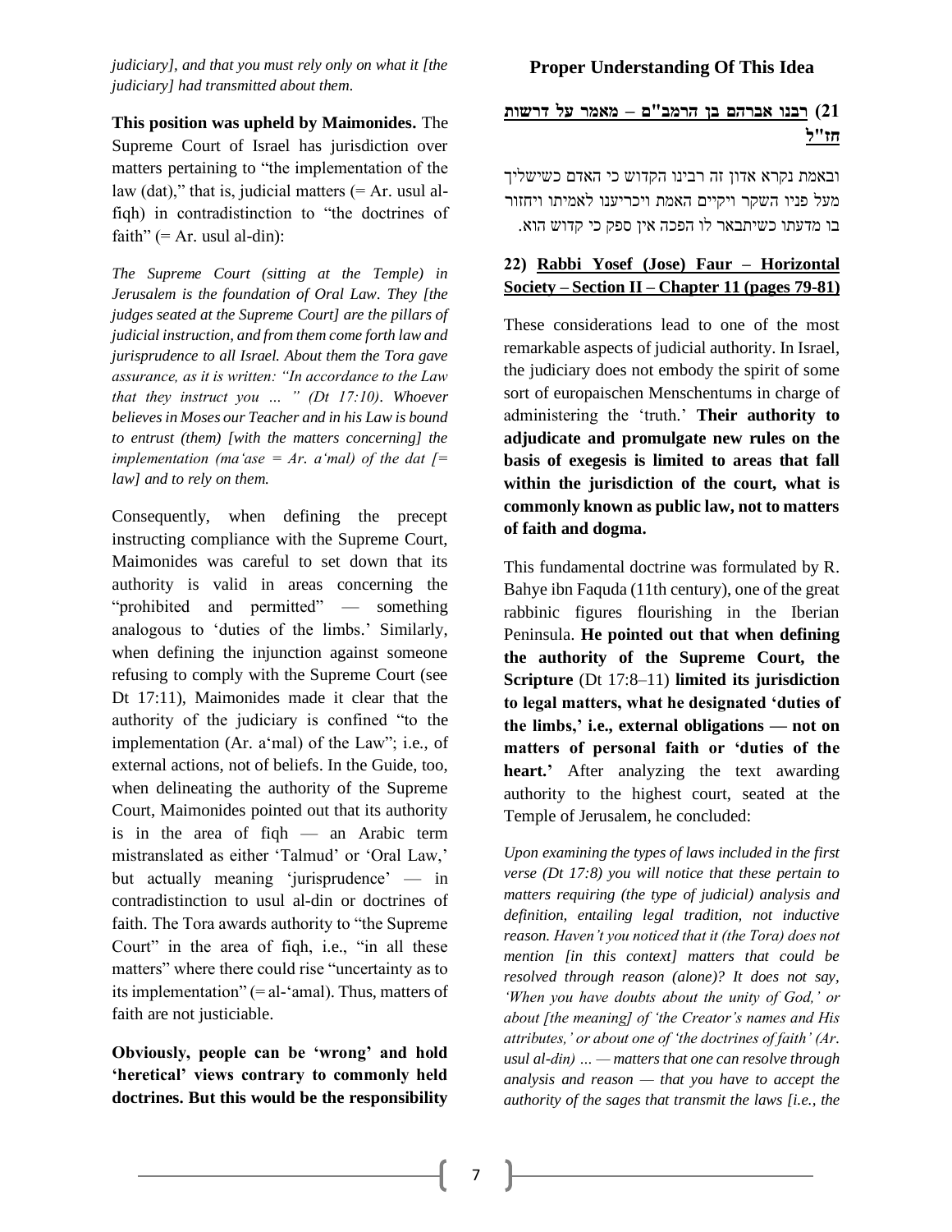*judiciary], and that you must rely only on what it [the judiciary] had transmitted about them.*

**This position was upheld by Maimonides.** The Supreme Court of Israel has jurisdiction over matters pertaining to "the implementation of the law (dat)," that is, judicial matters (= Ar. usul al-fiqh) in contradistinction to "the doctrines of faith" (= Ar. usul al-din):

*The Supreme Court (sitting at the Temple) in Jerusalem is the foundation of Oral Law. They [the judges seated at the Supreme Court] are the pillars of judicial instruction, and from them come forth law and jurisprudence to all Israel. About them the Tora gave assurance, as it is written: "In accordance to the Law that they instruct you … " (Dt 17:10). Whoever believes in Moses our Teacher and in his Law is bound to entrust (them) [with the matters concerning] the implementation (ma'ase = Ar. a'mal) of the dat [= law] and to rely on them.*

Consequently, when defining the precept instructing compliance with the Supreme Court, Maimonides was careful to set down that its authority is valid in areas concerning the "prohibited and permitted" — something analogous to 'duties of the limbs.' Similarly, when defining the injunction against someone refusing to comply with the Supreme Court (see Dt 17:11), Maimonides made it clear that the authority of the judiciary is confined "to the implementation (Ar. a'mal) of the Law"; i.e., of external actions, not of beliefs. In the Guide, too, when delineating the authority of the Supreme Court, Maimonides pointed out that its authority is in the area of fiqh — an Arabic term mistranslated as either 'Talmud' or 'Oral Law,' but actually meaning 'jurisprudence' — in contradistinction to usul al-din or doctrines of faith. The Tora awards authority to "the Supreme Court" in the area of fiqh, i.e., "in all these matters" where there could rise "uncertainty as to its implementation" (= al-'amal). Thus, matters of faith are not justiciable.

**Obviously, people can be 'wrong' and hold 'heretical' views contrary to commonly held doctrines. But this would be the responsibility**

## Proper Understanding Of This Idea

### 21) רבנו אברהם בן הרמב"ם – מאמר על דרשות חז"ל

ובאמת נקרא אדון זה רבינו הקדוש כי האדם כשישליך מעל פניו השקר ויקיים האמת ויכריענו לאמיתו ויחזור בו מדעתו כשיתבאר לו הפכה אין ספק כי קדוש הוא.

### 22) Rabbi Yosef (Jose) Faur – Horizontal Society – Section II – Chapter 11 (pages 79-81)

These considerations lead to one of the most remarkable aspects of judicial authority. In Israel, the judiciary does not embody the spirit of some sort of europaischen Menschentums in charge of administering the 'truth.' **Their authority to adjudicate and promulgate new rules on the basis of exegesis is limited to areas that fall within the jurisdiction of the court, what is commonly known as public law, not to matters of faith and dogma.**

This fundamental doctrine was formulated by R. Bahye ibn Faquda (11th century), one of the great rabbinic figures flourishing in the Iberian Peninsula. **He pointed out that when defining the authority of the Supreme Court, the Scripture** (Dt 17:8–11) **limited its jurisdiction to legal matters, what he designated 'duties of the limbs,' i.e., external obligations — not on matters of personal faith or 'duties of the heart.'** After analyzing the text awarding authority to the highest court, seated at the Temple of Jerusalem, he concluded:

*Upon examining the types of laws included in the first verse (Dt 17:8) you will notice that these pertain to matters requiring (the type of judicial) analysis and definition, entailing legal tradition, not inductive reason. Haven't you noticed that it (the Tora) does not mention [in this context] matters that could be resolved through reason (alone)? It does not say, 'When you have doubts about the unity of God,' or about [the meaning] of 'the Creator's names and His attributes,' or about one of 'the doctrines of faith' (Ar. usul al-din) … — matters that one can resolve through analysis and reason — that you have to accept the authority of the sages that transmit the laws [i.e., the*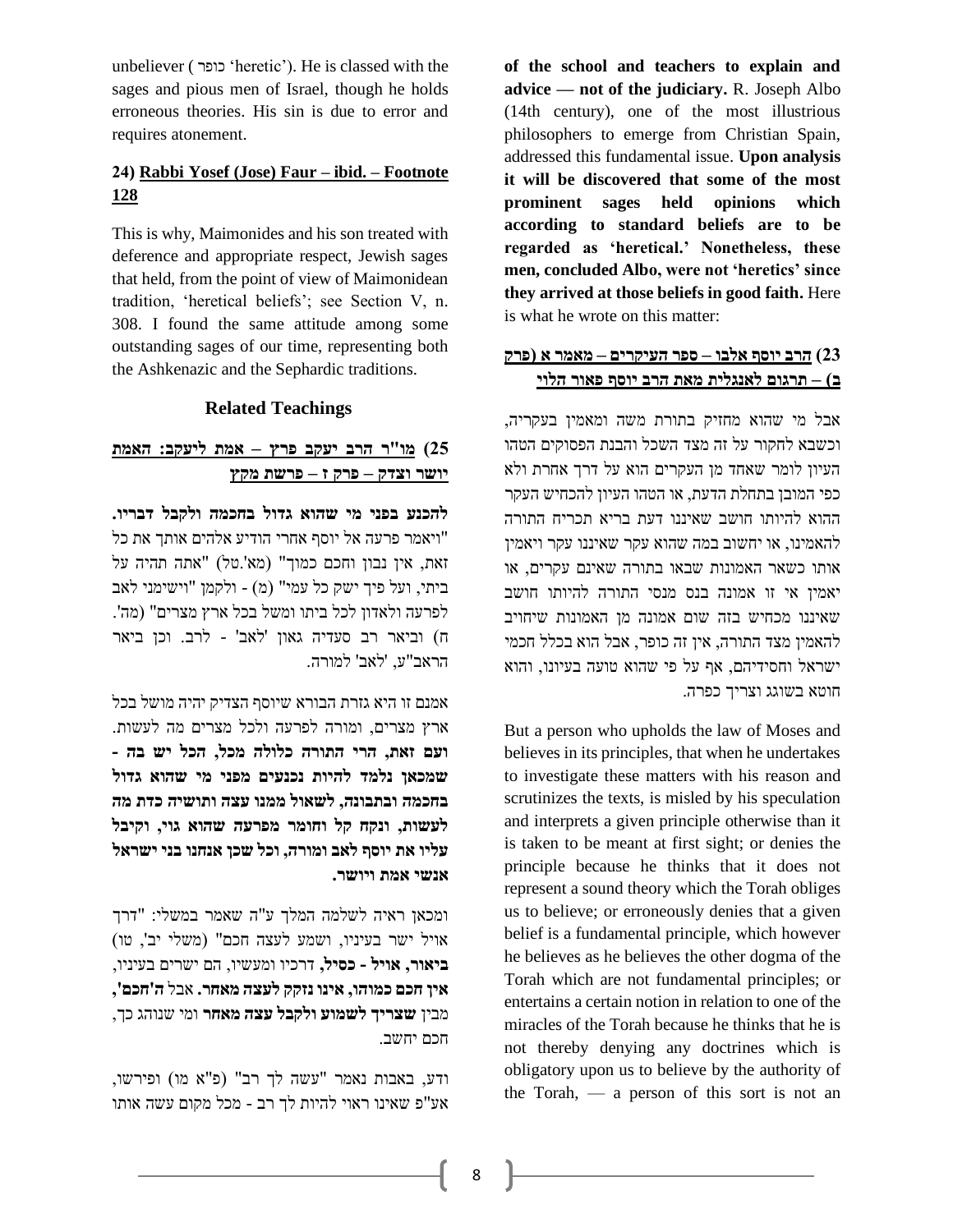unbeliever (כופר 'heretic'). He is classed with the sages and pious men of Israel, though he holds erroneous theories. His sin is due to error and requires atonement.

### 24) Rabbi Yosef (Jose) Faur – ibid. – Footnote 128

This is why, Maimonides and his son treated with deference and appropriate respect, Jewish sages that held, from the point of view of Maimonidean tradition, 'heretical beliefs'; see Section V, n. 308. I found the same attitude among some outstanding sages of our time, representing both the Ashkenazic and the Sephardic traditions.

## Related Teachings

### 25) מו"ר הרב יעקב פרץ – אמת ליעקב: האמת יושר וצדק – פרק ז – פרשת מקץ

**להכנע בפני מי שהוא גדול בחכמה ולקבל דבריו.** "ויאמר פרעה אל יוסף אחרי הודיע אלהים אותך את כל זאת, אין נבון וחכם כמוך" (מא'.טל) "אתה תהיה על ביתי, ועל פיך ישק כל עמי" (מ) - ולקמן "וישימני לאב לפרעה ולאדון לכל ביתו ומשל בכל ארץ מצרים" (מה'. ח) וביאר רב סעדיה גאון 'לאב' - לרב. וכן ביאר הראב"ע, 'לאב' למורה.

אמנם זו היא גזרת הבורא שיוסף הצדיק יהיה מושל בכל ארץ מצרים, ומורה לפרעה ולכל מצרים מה לעשות. **ועם זאת, הרי התורה כלולה מכל, הכל יש בה - שמכאן נלמד להיות נכנעים מפני מי שהוא גדול בחכמה ובתבונה, לשאול ממנו עצה ותושיה כדת מה לעשות, ונקח קל וחומר מפרעה שהוא גוי, וקיבל עליו את יוסף לאב ומורה, וכל שכן אנחנו בני ישראל אנשי אמת ויושר.**

ומכאן ראיה לשלמה המלך ע"ה שאמר במשלי: "דרך אויל ישר בעיניו, ושמע לעצה חכם" (משלי יב', טו) **ביאור, אויל - כסיל,** דרכיו ומעשיו, הם ישרים בעיניו, **אין חכם כמוהו, אינו נזקק לעצה מאחר.** אבל **ה'חכם',** מבין **שצריך לשמוע ולקבל עצה מאחר** ומי שנוהג כך, חכם יחשב.

ודע, באבות נאמר "עשה לך רב" (פ"א מו) ופירשו, אע"פ שאינו ראוי להיות לך רב - מכל מקום עשה אותו

**of the school and teachers to explain and advice — not of the judiciary.** R. Joseph Albo (14th century), one of the most illustrious philosophers to emerge from Christian Spain, addressed this fundamental issue. **Upon analysis it will be discovered that some of the most prominent sages held opinions which according to standard beliefs are to be regarded as 'heretical.' Nonetheless, these men, concluded Albo, were not 'heretics' since they arrived at those beliefs in good faith.** Here is what he wrote on this matter:

### 23) הרב יוסף אלבו – ספר העיקרים – מאמר א (פרק ב) – תרגום לאנגלית מאת הרב יוסף פאור הלוי

אבל מי שהוא מחזיק בתורת משה ומאמין בעקריה, וכשבא לחקור על זה מצד השכל והבנת הפסוקים הטהו העיון לומר שאחד מן העקרים הוא על דרך אחרת ולא כפי המובן בתחלת הדעת, או הטהו העיון להכחיש העקר ההוא להיותו חושב שאיננו דעת בריא תכריח התורה להאמינו, או יחשוב במה שהוא עקר שאיננו עקר ויאמין אותו כשאר האמונות שבאו בתורה שאינם עקרים, או יאמין אי זו אמונה בנס מנסי התורה להיותו חושב שאיננו מכחיש בזה שום אמונה מן האמונות שיחויב להאמין מצד התורה, אין זה כופר, אבל הוא בכלל חכמי ישראל וחסידיהם, אף על פי שהוא טועה בעיונו, והוא חוטא בשוגג וצריך כפרה.

But a person who upholds the law of Moses and believes in its principles, that when he undertakes to investigate these matters with his reason and scrutinizes the texts, is misled by his speculation and interprets a given principle otherwise than it is taken to be meant at first sight; or denies the principle because he thinks that it does not represent a sound theory which the Torah obliges us to believe; or erroneously denies that a given belief is a fundamental principle, which however he believes as he believes the other dogma of the Torah which are not fundamental principles; or entertains a certain notion in relation to one of the miracles of the Torah because he thinks that he is not thereby denying any doctrines which is obligatory upon us to believe by the authority of the Torah, — a person of this sort is not an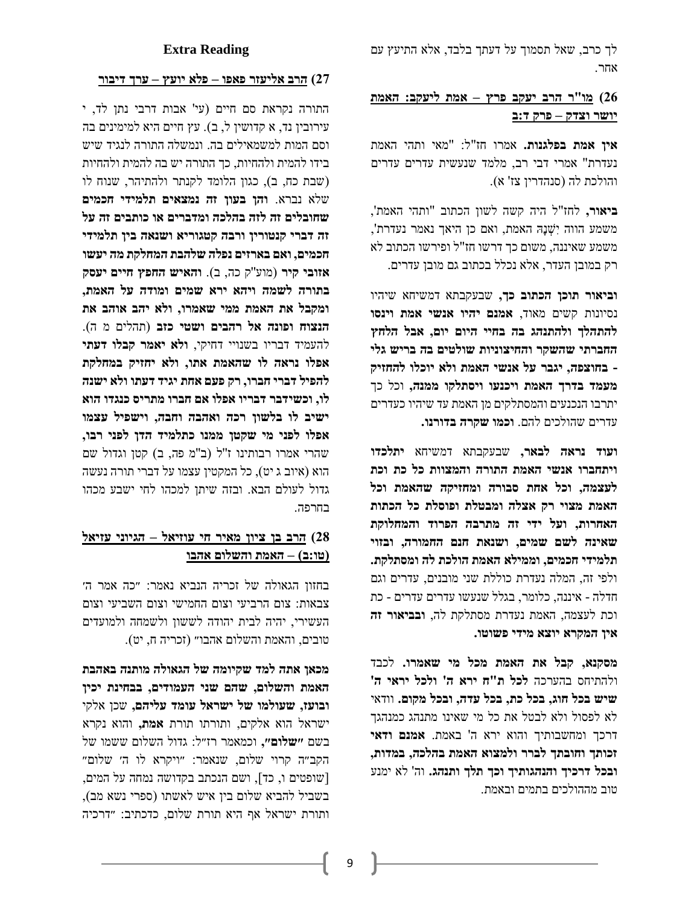לך כרב, שאל תסמוך על דעתך בלבד, אלא התיעץ עם אחר.

## 26) מו"ר הרב יעקב פרץ – אמת ליעקב: האמת יושר וצדק – פרק ד:ב

**אין אמת בפלגנות.** אמרו חז"ל: "מאי ותהי האמת נעדרת" אמרי דבי רב, מלמד שנעשית עדרים עדרים והולכת לה (סנהדרין צז' א).

**ביאור,** לחז"ל היה קשה לשון הכתוב "ותהי האמת', משמע הווה יֶשְׁנָהּ האמת, ואם כן היאך נאמר נעדרת', משמע שאיננה, משום כך דרשו חז"ל ופירשו הכתוב לא רק במובן העדר, אלא נכלל בכתוב גם מובן עדרים.

**וביאור תוכן הכתוב כך,** שבעקבתא דמשיחא שיהיו נסיונות קשים מאוד, **אמנם יהיו אנשי אמת וינסו להתהלך ולהתנהג בה בחיי היום יום, אבל הלחץ החברתי שהשקר והחיצוניות שולטים בה ברייש גלי - בחוצפה, יגבר על אנשי האמת ולא יוכלו להחזיק מעמד בדרך האמת ויכנעו ויסתלקו ממנה,** וכל כך יתרבו הנכנעים והמסתלקים מן האמת עד שיהיו כעדרים עדרים שהולכים להם. **וכמו שקרה בדורנו.**

**ועוד נראה לבאר,** שבעקבתא דמשיחא **יתלכדו ויתחברו אנשי האמת התורה והמצוות כל כת וכת לעצמה, וכל אחת סבורה ומחזיקה שהאמת וכל האמת מצוי רק אצלה ומבטלת ופוסלת כל הכתות האחרות, ועל ידי זה מתרבה הפרוד והמחלוקת שאינה לשם שמים, ושנאת חנם החמורה, ובזוי תלמידי חכמים, וממילא האמת הולכת לה ומסתלקת.** ולפי זה, המלה נעדרת כוללת שני מובנים, עדרים וגם חדלה - איננה, כלומר, בגלל שנעשו עדרים עדרים - כת וכת לעצמה, האמת נעדרת מסתלקת לה, **ובביאור זה אין המקרא יוצא מידי פשוטו.**

**מסקנא, קבל את האמת מכל מי שאמרו.** לכבד ולהתיחס בהערכה **לכל ת"ח ירא ה' ולכל יראי ה' שיש בכל חוג, בכל כת, בכל עדה, ובכל מקום.** וודאי לא לפסול ולא לבטל את כל מי שאינו מתנהג כמנהגך דרכך ומחשבותיך והוא ירא ה' באמת. **אמנם ודאי זכותך וחובתך לברר ולמצוא האמת בהלכה, במדות, ובכל דרכיך והנהגותיך וכך תלך ותנהג.** וה' לא ימנע טוב מההולכים בתמים ובאמת.

# Extra Reading

## 27) הרב אליעזר פאפו – פלא יועץ – ערך דיבור

התורה נקראת סם חיים (עי' אבות דרבי נתן לד, י עירובין נד, א קדושין ל, ב). עץ חיים היא למימינים בה וסם המות למשמאילים בה. ונמשלה התורה לנגיד שיש בידו להמית ולהחיות, כך התורה יש בה להמית ולהחיות (שבת כח, ב), כגון הלומד לקנתר ולהתיהר, שנוח לו שלא נברא. **והן בעון זה נמצאים תלמידי חכמים שחובלים זה לזה בהלכה ומדברים או כותבים זה על זה דברי קנטורין ורבה קטגוריא ושנאה בין תלמידי חכמים, ואם בארזים נפלה שלהבת המחלקת מה יעשו אזובי קיר** (מוע"ק כה, ב). **והאיש החפץ חיים יעסק בתורה לשמה ויהא ירא שמים ומודה על האמת, ומקבל את האמת ממי שאמרו, ולא יהב אוהב את הנצוח ופונה אל רהבים ושטי כזב** (תהלים מ ה). להעמיד דבריו בשנויי דחיקי, **ולא יאמר קבלו דעתי אפלו נראה לו שהאמת אתו, ולא יחזיק במחלקת להפיל דברי חברו, רק פעם אחת יגיד דעתו ולא ישנה לו, וכשידבר דבריו אפלו אם חברו מתריס כנגדו הוא ישיב לו בלשון רכה ואהבה וחבה, וישפיל עצמו אפלו לפני מי שקטן ממנו כתלמיד הדן לפני רבו,** שהרי אמרו רבותינו ז"ל (ב"מ פה, ב) קטן וגדול שם הוא (איוב ג יט), כל המקטין עצמו על דברי תורה נעשה גדול לעולם הבא. ובזה שיתן למכהו לחי ישבע מכהו בחרפה.

## 28) הרב בן ציון מאיר חי עוזיאל – הגיוני עזיאל (טו:ב) – האמת והשלום אהבו

בחזון הגאולה של זכריה הנביא נאמר: "כה אמר ה' צבאות: צום הרביעי וצום החמישי וצום השביעי וצום העשירי, יהיה לבית יהודה לששון ולשמחה ולמועדים טובים, והאמת והשלום אהבו" (זכריה ח, יט).

**מכאן אתה למד שקיומה של הגאולה מותנה באהבת האמת והשלום, שהם שני העמודים, בבחינת יכין ובועז, שעולמו של ישראל עומד עליהם,** שכן אלקי ישראל הוא אלקים, ותורתו תורת **אמת,** והוא נקרא בשם **"שלום",** וכמאמר רז"ל: גדול השלום ששמו של הקב"ה קרוי שלום, שנאמר: "ויקרא לו ה' שלום" [שופטים ו, כד], ושם הנכתב בקדושה נמחה על המים, בשביל להביא שלום בין איש לאשתו (ספרי נשא מב), ותורת ישראל אף היא תורת שלום, כדכתיב: "דרכיה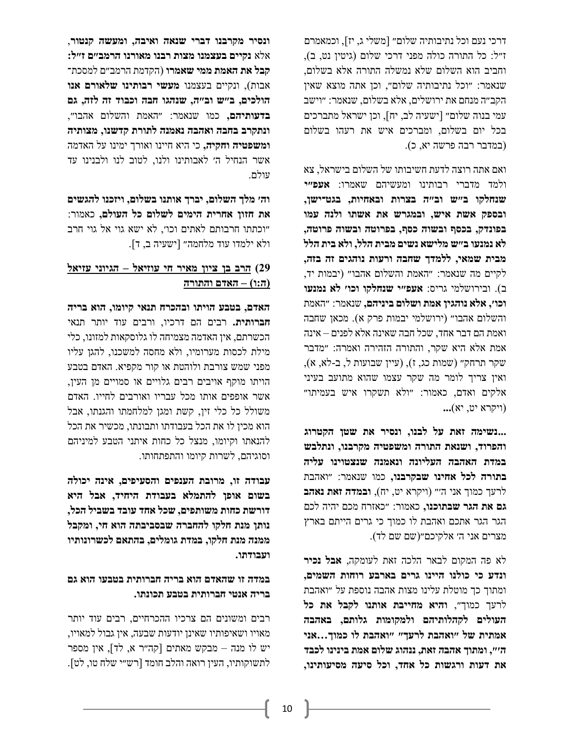דרכי נעם וכל נתיבותיה שלום" [משלי ג, יז], וכמאמרם ז"ל: כל התורה כולה מפני דרכי שלום (גיטין נט, ב), וחביב הוא השלום שלא נמשלה התורה אלא בשלום, שנאמר: "וכל נתיבותיה שלום", וכן אתה מוצא שאין הקב"ה מנחם את ירושלים, אלא בשלום, שנאמר: "וישב עמי בנוה שלום" [ישעיה לב, יח], וכן ישראל מתברכים בכל יום בשלום, ומברכים איש את רעהו בשלום (במדבר רבה פרשה יא, כ).

ואם אתה רוצה לדעת חשיבותו של השלום בישראל, צא ולמד מדברי רבותינו ומעשיהם שאמרו: **אעפ"י שנחלקו ב"ש וב"ה בצרות ובאחיות, בגט־ישן, ובספק אשת איש, ובמגרש את אשתו ולנה עמו בפונדק, בכסף ובשוה כסף, בפרוטה ובשוה פרוטה, לא נמנעו ב"ש מלישא נשים מבית הלל, ולא בית הלל מבית שמאי, ללמדך שחבה ורעות נוהגים זה בזה,** לקיים מה שנאמר: "האמת והשלום אהבו" (יבמות יד, ב). ובירושלמי גריס: **אעפ"י שנחלקו וכו' לא נמנעו וכו', אלא נוהגין אמת ושלום ביניהם,** שנאמר: "האמת והשלום אהבו" (ירושלמי יבמות פרק א). מכאן שחבה ואמת הם דבר אחד, שכל חבה שאינה אלא לפנים – אינה אמת אלא היא שקר, והתורה הזהירה ואמרה: "מדבר שקר תרחק" (שמות כג, ז), (עיין שבועות ל, ב-לא, א), ואין צריך לומר מה שקר עצמו שהוא מתועב בעיני אלקים ואדם, כאמור: "ולא תשקרו איש בעמיתו" (ויקרא יט, יא)**...**

**...נשימה זאת על לבנו, ונסיר את שטן הקטרוג והפרוד, ושנאת התורה ומשפטיה מקרבנו, ונתלבש במדת האהבה העליונה ונאמנה שנצטוינו עליה בתורה לכל אחינו שבקרבנו,** כמו שנאמר: "ואהבת לרעך כמוך אני ה'" (ויקרא יט, יח), **ובמדה זאת נאהב גם את הגר שבתוכנו,** כאמור: "כאזרח מכם יהיה לכם הגר הגר אתכם ואהבת לו כמוך כי גרים הייתם בארץ מצרים אני ה' אלקיכם"(שם שם לד).

לא פה המקום לבאר הלכה זאת לעומקה, **אבל נכיר ונדע כי כולנו היינו גרים בארבע רוחות השמים,** ומתוך כך מוטלת עלינו מצות אהבה נוספת על "ואהבת לרעך כמוך", **והיא מחייבת אותנו לקבל את כל העולים לקהלותיהם ולמקומות גלותם, באהבה אמתית של "ואהבת לרעך" "ואהבת לו כמוך...אני ה'", ומתוך אהבה זאת, ננהוג שלום אמת בינינו לכבד את דעות ורגשות כל אחד, וכל סיעה מסיעותינו, ונסיר מקרבנו דברי שנאה ואיבה, ומעשה קנטור,** אלא **נקיים בעצמנו מצות רבנו מאורנו הרמב"ם ז"ל: קבל את האמת ממי שאמרו** (הקדמת הרמב"ם למסכת־אבות), ונקיים בעצמנו **מעשי רבותינו שלאורם אנו הולכים, ב"ש וב"ה, שנהגו חבה וכבוד זה לזה, גם בדעותיהם,** כמו שנאמר: "האמת והשלום אהבו", **ונתקרב בחבה ואהבה נאמנה לתורת קדשנו, מצותיה ומשפטיה וחקיה,** כי היא חיינו ואורך ימינו על האדמה אשר הנחיל ה' לאבותינו ולנו, לטוב לנו ולבנינו עד עולם.

**וה' מלך השלום, יברך אותנו בשלום, ויזכנו להגשים את חזון אחרית הימים לשלום כל העולם,** כאמור: "וכתתו חרבותם לאתים וכו', לא ישא גוי אל גוי חרב ולא ילמדו עוד מלחמה" [ישעיה ב, ד].

## 29) הרב בן ציון מאיר חי עוזיאל – הגיוני עזיאל (ה:ו) – האדם והתורה

**האדם, בטבע הויתו ובהכרח תנאי קיומו, הוא בריה חברותית.** רבים הם דרכיו, ורבים עוד יותר תנאי הכשרתם, אין האדמה מצמיחה לו גלוסקאות למזונו, כלי מילת לכסות מערומיו, ולא מחסה למשכנו, להגן עליו מפני שמש צורבת ולוהטת או קור מקפיא. האדם בטבע הויתו מוקף אויבים רבים גלויים או סמויים מן העין, אשר אופפים אותו מכל עבריו ואורבים לחייו. האדם משולל כל כלי זין, קשת ומגן למלחמתו והגנתו, אבל הוא מכין לו את הכל בעבודתו ותבונתו, מכשיר את הכל להנאתו וקיומו, מנצל כל כחות איתני הטבע למיניהם וסוגיהם, לשרות קיומו והתפתחותו.

**עבודה זו, מרובת הענפים והסעיפים, אינה יכולה בשום אופן להתמלא בעבודת היחיד, אבל היא דורשת כחות משותפים, שכל אחד עובד בשביל הכל, נותן מנת חלקו להחברה שבסביבתה הוא חי, ומקבל ממנה מנת חלקו, במדת גומלים, בהתאם לכשרונותיו ועבודתו.**

**במדה זו שהאדם הוא בריה חברותית בטבעו הוא גם בריה אנטי חברותית בטבע תכונתו.**

רבים ומשונים הם צרכיו ההכרחיים, רבים עוד יותר מאויו ושאיפותיו שאינן יודעות שבעה, אין גבול למאויו, יש לו מנה – מבקש מאתים [קה"ר א, לד], אין מספר לתשוקותיו, העין רואה והלב חומד [רש"י שלח טו, לט].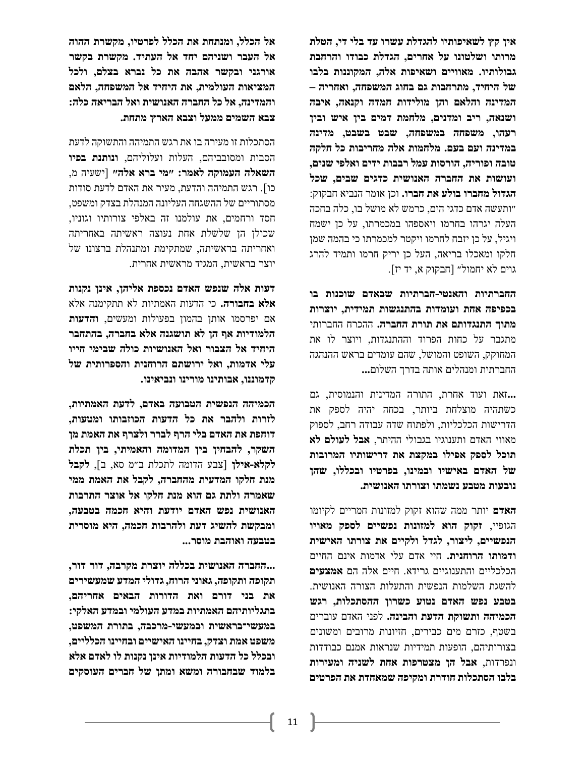**אין קץ לשאיפותיו להגדלת עשרו עד בלי די, הטלת מרותו ושלטונו על אחרים, הגדלת כבודו והרחבת גבולותיו. מאוויים ושאיפות אלה, המקוננות בלבו של היחיד, מתרחבות גם בחוג המשפחה, ואחריה – המדינה והלאם והן מולידות חמדה וקנאה, איבה ושנאה, ריב ומדנים, מלחמת דמים בין איש ובין רעהו, משפחה במשפחה, שבט בשבט, מדינה במדינה ועם בעם. מלחמות אלה מחריבות כל חלקה טובה ופוריה, הורסות עמל רבבות ידים ואלפי שנים, ועושות את החברה האנושית כדגים שבים, שכל הגדול מחברו בולע את חברו.** וכן אומר הנביא חבקוק: "ותעשה אדם כדגי הים, כרמש לא מושל בו, כלה בחכה העלה יגרהו בחרמו ויאספהו במכמרתו, על כן ישמח ויגיל, על כן יזבח לחרמו ויקטר למכמרתו כי בהמה שמן חלקו ומאכלו בריאה, העל כן יריק חרמו ותמיד להרג גוים לא יחמול" [חבקוק א, יד יז].

**החברתיות והאנטי-חברתיות שבאדם שוכנות בו בכפיפה אחת ועומדות בהתנגשות תמידית, יוצרות מתוך התנגדותם את תורת החברה.** ההכרה החברותי מתגבר על כחות הפרוד וההתנגדות, ויוצר לו את המחוקק, השופט והמושל, שהם עומדים בראש ההנהגה החברתית ומנהלים אותה בדרך השלום...

...זאת ועוד אחרת, התורה המדינית והנמוסית, גם כשתהיה מוצלחת ביותר, בכחה יהיה לספק את הדרישות הכלכליות, ולפתוח שדה עבודה רחב, לספוק מאווי האדם ותענוגיו בגבולי ההיתר, **אבל לעולם לא תוכל לספק אפילו במקצת את דרישותיו המרובות של האדם באישיו ובמינו, בפרטיו ובכללו, שהן נובעות מטבע נשמתו וצורתו האנושית.**

**האדם** יותר ממה שהוא זקוק למזונות חמריים לקיומו הגופיי, **זקוק הוא למזונות נפשיים לספק מאויו הנפשיים, ליצור, לגדל ולקיים את צורתו האישית ודמותו הרוחנית.** חיי אדם עלי אדמות אינם החיים הכלכליים והתענוגיים גרידא. חיים אלה הם **אמצעים** להשגת השלמות הנפשית והתעלות הצורה האנושית. **בטבע נפש האדם נטוע כשרון ההסתכלות, רגש הכמיהה ותשוקת הדעת והבינה.** לפני האדם עוברים בשטף, כזרם מים כבירים, חזיונות מרובים ומשונים בצורותיהם, הופעות תמידיות שנראות אמנם כבודדות ונפרדות, **אבל הן מצטרפות אחת לשניה ומעירות בלבו הסתכלות חודרת ומקיפה שמאחדת את הפרטים אל הכלל, ומנתחת את הכלל לפרטיו, מקשרת ההוה אל העבר ושניהם יחד אל העתיד. מקשרת בקשר אורגני ובקשר אהבה את כל נברא בצלם, ולכל המציאות העולמית, את היחיד אל המשפחה, הלאם והמדינה, אל כל החברה האנושית ואל הבריאה כלה: צבא השמים ממעל וצבא הארץ מתחת.**

הסתכלות זו מעירה בו את רגש התמיהה והתשוקה לדעת הסבות ומסובביהם, העלות ועלוליהם, **ונותנת בפיו השאלה העמוקה לאמר: "מי ברא אלה"** [ישעיה מ, כו]. רגש התמיהה והדעת, מעיר את האדם לדעת סודות מסתוריים של ההשגחה העליונה המנהלת בצדק ומשפט, חסד ורחמים, את עולמנו זה באלפי צורותיו וגוניו, שכולן הן שלשלת אחת נעוצה ראשיתה באחריתה ואחריתה בראשיתה, שמתקימת ומתנהלת ברצונו של יוצר בראשית, המגיד מראשית אחרית.

**דעות אלה שנפש האדם נכספת אליהן, אינן נקנות אלא בחבורה.** כי הדעות האמתיות לא תתקימנה אלא אם יפרסמו אותן בהמון בפעולות ומעשים, **והדעות הלמודיות אף הן לא תושגנה אלא בחברה, בהתחבר היחיד אל הצבור ואל האנושיות כולה שבימי חייו עלי אדמות, ואל ירושתם הרוחנית והספרותית של קדמוננו, אבותינו מורינו ונביאינו.**

**הכמיהה הנפשית הטבועה באדם, לדעת האמתיות, לזרות ולהבר את כל הדעות הכוזבותו ומטעות, דוחפת את האדם בלי הרף לברר ולצרף את האמת מן השקר, להבחין בין המדומה והאמיתי, בין תכלת לקלא-אילן** [צבע הדומה לתכלת ב"מ סא, ב], **לקבל מנת חלקו המדעית מהחברה, לקבל את האמת ממי שאמרה ולתת גם הוא מנת חלקו אל אוצר התרבות האנושית נפש האדם יודעת והיא חכמה בטבעה, ומבקשת להשיג דעת ולהרבות חכמה, היא מוסרית בטבעה ואוהבת מוסר...**

**...החברה האנושית בכללה יוצרת מקרבה, דור דור, תקופה ותקופה, גאוני הרוח, גדולי המדע שמעשירים את בני דורם ואת הדורות הבאים אחריהם, בתגליותיהם האמתיות במדע העולמי ובמדע האלקי: במעשי-בראשית ובמעשי-מרכבה, בתורת המשפט, משפט אמת וצדק, בחיינו האישיים ובחיינו הכלליים, ובכלל כל הדעות הלמודיות אינן נקנות לו לאדם אלא בלמוד שבחבורה ומשא ומתן של חברים העוסקים**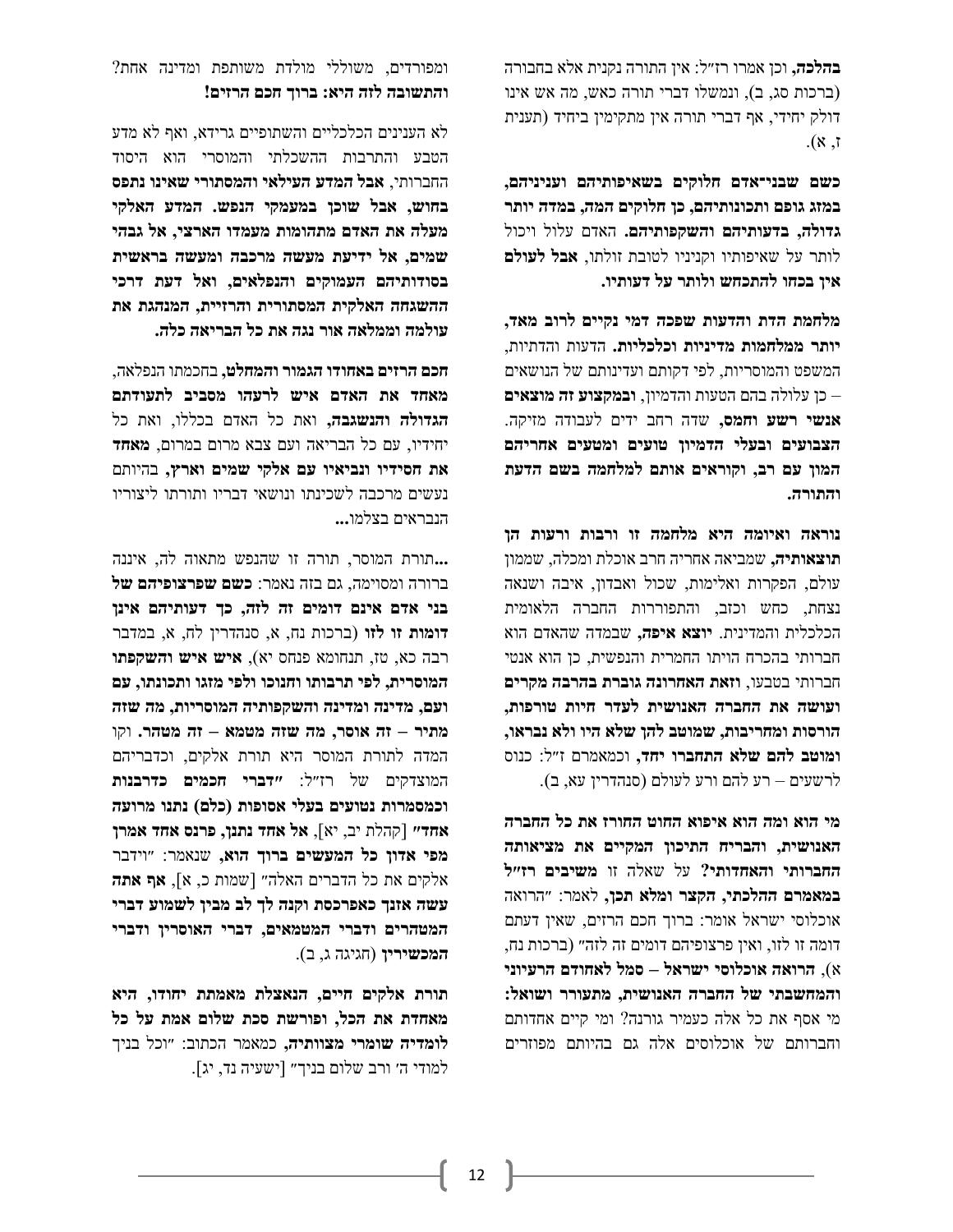**בהלכה,** וכן אמרו רז"ל: אין התורה נקנית אלא בחבורה (ברכות סג, ב), ונמשלו דברי תורה כאש, מה אש אינו דולק יחידי, אף דברי תורה אין מתקימין ביחיד (תענית ז, א).

**כשם שבני־אדם חלוקים בשאיפותיהם ועניניהם, במזג גופם ותכונותיהם, כן חלוקים המה, במדה יותר גדולה, בדעותיהם והשקפותיהם.** האדם עלול ויכול לותר על שאיפותיו וקניניו לטובת זולתו, **אבל לעולם אין בכחו להתכחש ולותר על דעותיו.**

**מלחמת הדת והדעות שפכה דמי נקיים לרוב מאד, יותר ממלחמות מדיניות וכלכליות.** הדעות והדתיות, המשפט והמוסריות, לפי דקותם ועדינותם של הנושאים – כן עלולה בהם הטעות והדמיון, **ובמקצוע זה מוצאים אנשי רשע וחמס,** שדה רחב ידים לעבודה מזיקה. **הצבועים ובעלי הדמיון טועים ומטעים אחריהם המון עם רב, וקוראים אותם למלחמה בשם הדעת והתורה.**

**נוראה ואיומה היא מלחמה זו ורבות ורעות הן תוצאותיה,** שמביאה אחריה חרב אוכלת ומכלה, שממון עולם, הפקרות ואלימות, שכול ואבדון, איבה ושנאה נצחת, כחש וכזב, והתפוררות החברה הלאומית הכלכלית והמדינית. **יוצא איפה,** שבמדה שהאדם הוא חברותי בהכרח הויתו החמרית והנפשית, כן הוא אנטי חברותי בטבעו, **וזאת האחרונה גוברת בהרבה מקרים ועושה את החברה האנושית לעדר חיות טורפות, הורסות ומחריבות, שמוטב להן שלא היו ולא נבראו, ומוטב להם שלא התחברו יחד,** וכמאמרם ז"ל: כנוס לרשעים – רע להם ורע לעולם (סנהדרין עא, ב).

**מי הוא ומה הוא איפוא החוט החורז את כל החברה האנושית, והבריח התיכון המקיים את מציאותה החברותי והאחדותי?** על שאלה זו **משיבים רז"ל במאמרם ההלכתי, הקצר ומלא תכן,** לאמר: "הרואה אוכלוסי ישראל אומר: ברוך חכם הרזים, שאין דעתם דומה זו לזו, ואין פרצופיהם דומים זה לזה" (ברכות נח, א), **הרואה אוכלוסי ישראל – סמל לאחודם הרעיוני והמחשבתי של החברה האנושית, מתעורר ושואל:** מי אסף את כל אלה כעמיר גורנה? ומי קיים אחדותם וחברותם של אוכלוסים אלה גם בהיותם מפוזרים ומפורדים, משוללי מולדת משותפת ומדינה אחת? **והתשובה לזה היא: ברוך חכם הרזים!**

לא הענינים הכלכליים והשתופיים גרידא, ואף לא מדע הטבע והתרבות ההשכלתי והמוסרי הוא היסוד החברותי, **אבל המדע העילאי והמסתורי שאינו נתפס בחוש, אבל שוכן במעמקי הנפש. המדע האלקי מעלה את האדם מתהומות מעמדו הארצי, אל גבהי שמים, אל ידיעת מעשה מרכבה ומעשה בראשית בסודותיהם העמוקים והנפלאים, ואל דעת דרכי ההשגחה האלקית המסתורית והרזיית, המנהגת את עולמה וממלאה אור נגה את כל הבריאה כלה.**

**חכם הרזים באחודו הגמור והמחלט,** בחכמתו הנפלאה, **מאחד את האדם איש לרעהו מסביב לתעודתם הגדולה והנשגבה,** ואת כל האדם בכללו, ואת כל יחידיו, עם כל הבריאה ועם צבא מרום במרום, **מאחד את חסידיו ונביאיו עם אלקי שמים וארץ,** בהיותם נעשים מרכבה לשכינתו ונושאי דבריו ותורתו ליצוריו הנבראים בצלמו...

...תורת המוסר, תורה זו שהנפש מתאוה לה, איננה ברורה ומסוימה, גם בזה נאמר: **כשם שפרצופיהם של בני אדם אינם דומים זה לזה, כך דעותיהם אינן דומות זו לזו** (ברכות נח, א, סנהדרין לח, א, במדבר רבה כא, טז, תנחומא פנחס יא), **איש איש והשקפתו המוסרית, לפי תרבותו וחנוכו ולפי מזגו ותכונתו, עם ועם, מדינה ומדינה והשקפותיה המוסריות, מה שזה מתיר – זה אוסר, מה שזה מטמא – זה מטהר.** וקו המדה לתורת המוסר היא תורת אלקים, וכדבריהם המוצדקים של רז"ל: **"דברי חכמים כדרבנות וכמסמרות נטועים בעלי אסופות (כלם) נתנו מרועה אחד"** [קהלת יב, יא], **אל אחד נתנן, פרנס אחד אמרן מפי אדון כל המעשים ברוך הוא,** שנאמר: "וידבר אלקים את כל הדברים האלה" [שמות כ, א], **אף אתה עשה אזנך כאפרכסת וקנה לך לב מבין לשמוע דברי המטהרים ודברי המטמאים, דברי האוסרין ודברי המכשירין** (חגיגה ג, ב).

**תורת אלקים חיים, הנאצלת מאמתת יחודו, היא מאחדת את הכל, ופורשת סכת שלום אמת על כל לומדיה שומרי מצוותיה,** כמאמר הכתוב: "וכל בניך למודי ה' ורב שלום בניך" [ישעיה נד, יג].